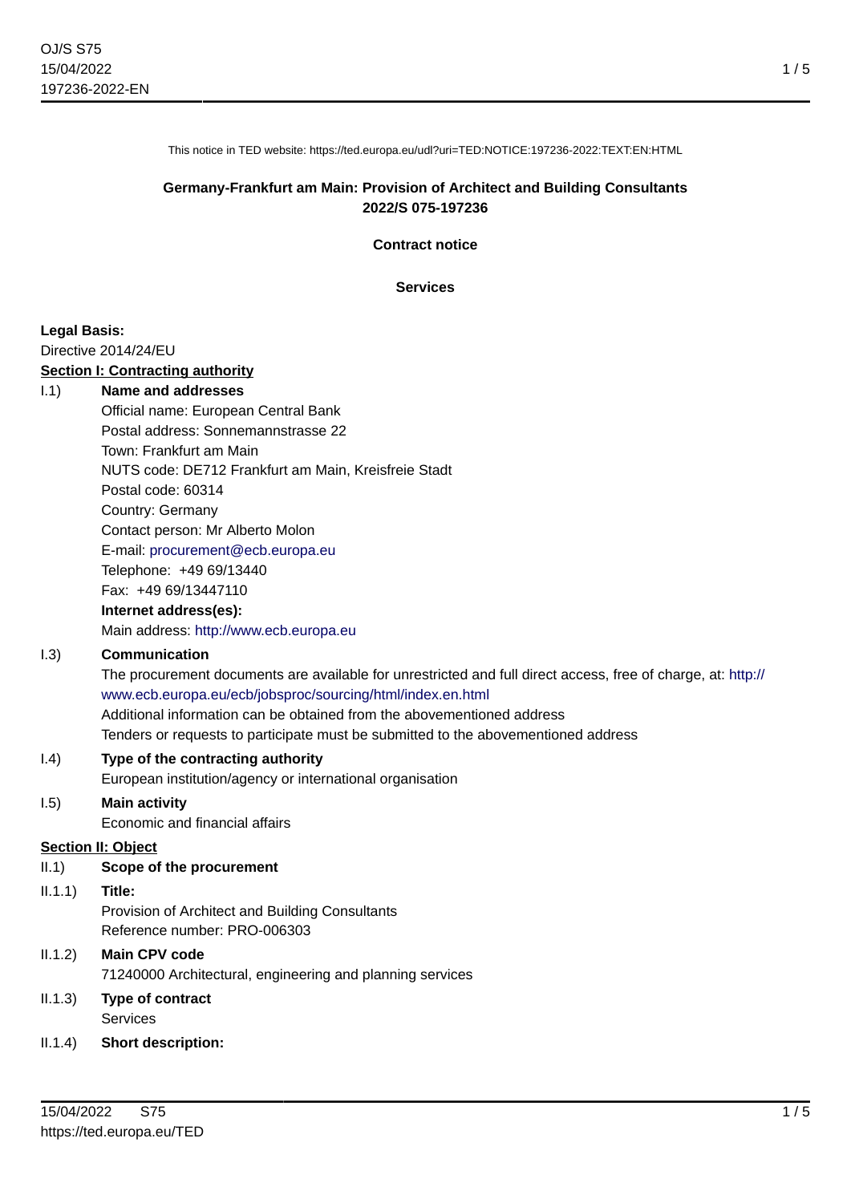This notice in TED website: https://ted.europa.eu/udl?uri=TED:NOTICE:197236-2022:TEXT:EN:HTML

**Germany-Frankfurt am Main: Provision of Architect and Building Consultants**
**2022/S 075-197236**

**Contract notice**

**Services**

**Legal Basis:**
Directive 2014/24/EU

**Section I: Contracting authority**

I.1) **Name and addresses**
Official name: European Central Bank
Postal address: Sonnemannstrasse 22
Town: Frankfurt am Main
NUTS code: DE712 Frankfurt am Main, Kreisfreie Stadt
Postal code: 60314
Country: Germany
Contact person: Mr Alberto Molon
E-mail: procurement@ecb.europa.eu
Telephone: +49 69/13440
Fax: +49 69/13447110
**Internet address(es):**
Main address: http://www.ecb.europa.eu

I.3) **Communication**
The procurement documents are available for unrestricted and full direct access, free of charge, at: http://www.ecb.europa.eu/ecb/jobsproc/sourcing/html/index.en.html
Additional information can be obtained from the abovementioned address
Tenders or requests to participate must be submitted to the abovementioned address

I.4) **Type of the contracting authority**
European institution/agency or international organisation

I.5) **Main activity**
Economic and financial affairs

**Section II: Object**

II.1) **Scope of the procurement**

II.1.1) **Title:**
Provision of Architect and Building Consultants
Reference number: PRO-006303

II.1.2) **Main CPV code**
71240000 Architectural, engineering and planning services

II.1.3) **Type of contract**
Services

II.1.4) **Short description:**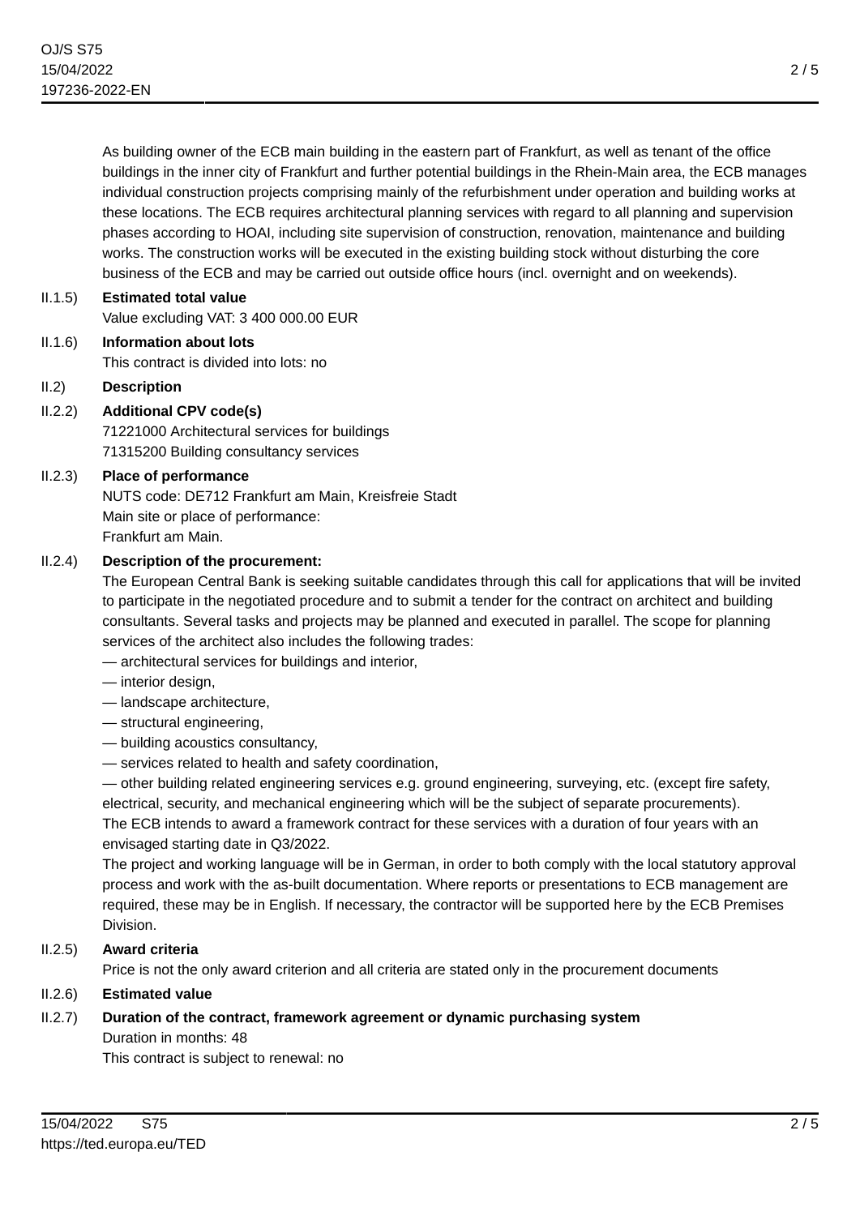As building owner of the ECB main building in the eastern part of Frankfurt, as well as tenant of the office buildings in the inner city of Frankfurt and further potential buildings in the Rhein-Main area, the ECB manages individual construction projects comprising mainly of the refurbishment under operation and building works at these locations. The ECB requires architectural planning services with regard to all planning and supervision phases according to HOAI, including site supervision of construction, renovation, maintenance and building works. The construction works will be executed in the existing building stock without disturbing the core business of the ECB and may be carried out outside office hours (incl. overnight and on weekends).

**II.1.5) Estimated total value**

Value excluding VAT: 3 400 000.00 EUR

**II.1.6) Information about lots**

This contract is divided into lots: no

**II.2) Description**

**II.2.2) Additional CPV code(s)**

71221000 Architectural services for buildings

71315200 Building consultancy services

**II.2.3) Place of performance**

NUTS code: DE712 Frankfurt am Main, Kreisfreie Stadt

Main site or place of performance:

Frankfurt am Main.

**II.2.4) Description of the procurement:**

The European Central Bank is seeking suitable candidates through this call for applications that will be invited to participate in the negotiated procedure and to submit a tender for the contract on architect and building consultants. Several tasks and projects may be planned and executed in parallel. The scope for planning services of the architect also includes the following trades:

— architectural services for buildings and interior,

— interior design,

— landscape architecture,

— structural engineering,

— building acoustics consultancy,

— services related to health and safety coordination,

— other building related engineering services e.g. ground engineering, surveying, etc. (except fire safety, electrical, security, and mechanical engineering which will be the subject of separate procurements).

The ECB intends to award a framework contract for these services with a duration of four years with an envisaged starting date in Q3/2022.

The project and working language will be in German, in order to both comply with the local statutory approval process and work with the as-built documentation. Where reports or presentations to ECB management are required, these may be in English. If necessary, the contractor will be supported here by the ECB Premises Division.

**II.2.5) Award criteria**

Price is not the only award criterion and all criteria are stated only in the procurement documents

**II.2.6) Estimated value**

**II.2.7) Duration of the contract, framework agreement or dynamic purchasing system**

Duration in months: 48

This contract is subject to renewal: no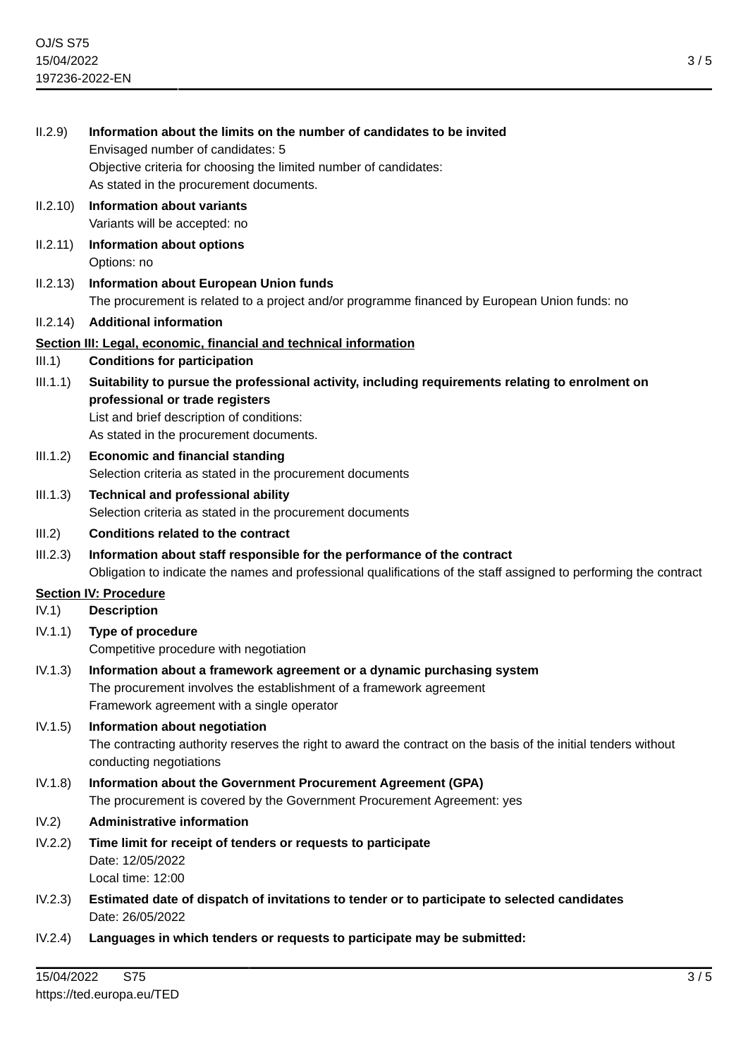II.2.9) **Information about the limits on the number of candidates to be invited**
Envisaged number of candidates: 5
Objective criteria for choosing the limited number of candidates:
As stated in the procurement documents.

II.2.10) **Information about variants**
Variants will be accepted: no

II.2.11) **Information about options**
Options: no

II.2.13) **Information about European Union funds**
The procurement is related to a project and/or programme financed by European Union funds: no

II.2.14) **Additional information**

## Section III: Legal, economic, financial and technical information

III.1) **Conditions for participation**

III.1.1) **Suitability to pursue the professional activity, including requirements relating to enrolment on professional or trade registers**
List and brief description of conditions:
As stated in the procurement documents.

III.1.2) **Economic and financial standing**
Selection criteria as stated in the procurement documents

III.1.3) **Technical and professional ability**
Selection criteria as stated in the procurement documents

III.2) **Conditions related to the contract**

III.2.3) **Information about staff responsible for the performance of the contract**
Obligation to indicate the names and professional qualifications of the staff assigned to performing the contract

## Section IV: Procedure

IV.1) **Description**

IV.1.1) **Type of procedure**
Competitive procedure with negotiation

IV.1.3) **Information about a framework agreement or a dynamic purchasing system**
The procurement involves the establishment of a framework agreement
Framework agreement with a single operator

IV.1.5) **Information about negotiation**
The contracting authority reserves the right to award the contract on the basis of the initial tenders without conducting negotiations

IV.1.8) **Information about the Government Procurement Agreement (GPA)**
The procurement is covered by the Government Procurement Agreement: yes

IV.2) **Administrative information**

IV.2.2) **Time limit for receipt of tenders or requests to participate**
Date: 12/05/2022
Local time: 12:00

IV.2.3) **Estimated date of dispatch of invitations to tender or to participate to selected candidates**
Date: 26/05/2022

IV.2.4) **Languages in which tenders or requests to participate may be submitted:**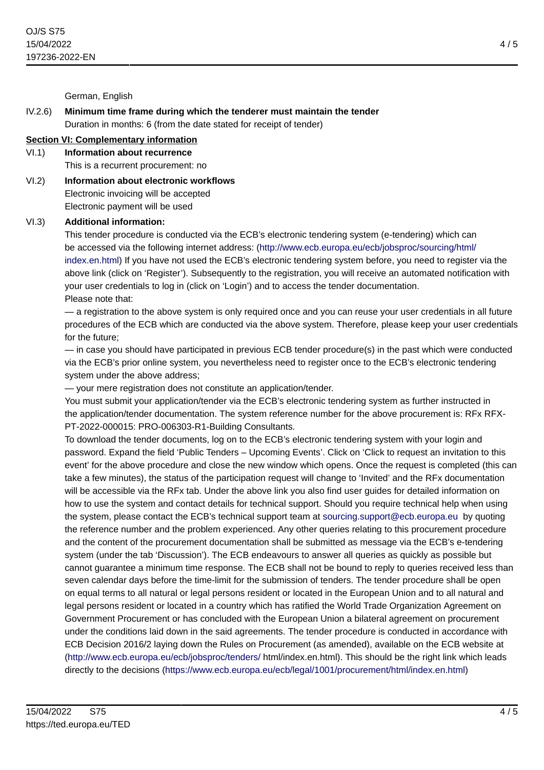German, English

IV.2.6) **Minimum time frame during which the tenderer must maintain the tender**
Duration in months: 6 (from the date stated for receipt of tender)

## Section VI: Complementary information

VI.1) **Information about recurrence**
This is a recurrent procurement: no

VI.2) **Information about electronic workflows**
Electronic invoicing will be accepted
Electronic payment will be used

VI.3) **Additional information:**
This tender procedure is conducted via the ECB's electronic tendering system (e-tendering) which can be accessed via the following internet address: (http://www.ecb.europa.eu/ecb/jobsproc/sourcing/html/index.en.html) If you have not used the ECB's electronic tendering system before, you need to register via the above link (click on 'Register'). Subsequently to the registration, you will receive an automated notification with your user credentials to log in (click on 'Login') and to access the tender documentation.
Please note that:
— a registration to the above system is only required once and you can reuse your user credentials in all future procedures of the ECB which are conducted via the above system. Therefore, please keep your user credentials for the future;
— in case you should have participated in previous ECB tender procedure(s) in the past which were conducted via the ECB's prior online system, you nevertheless need to register once to the ECB's electronic tendering system under the above address;
— your mere registration does not constitute an application/tender.
You must submit your application/tender via the ECB's electronic tendering system as further instructed in the application/tender documentation. The system reference number for the above procurement is: RFx RFX-PT-2022-000015: PRO-006303-R1-Building Consultants.
To download the tender documents, log on to the ECB's electronic tendering system with your login and password. Expand the field 'Public Tenders – Upcoming Events'. Click on 'Click to request an invitation to this event' for the above procedure and close the new window which opens. Once the request is completed (this can take a few minutes), the status of the participation request will change to 'Invited' and the RFx documentation will be accessible via the RFx tab. Under the above link you also find user guides for detailed information on how to use the system and contact details for technical support. Should you require technical help when using the system, please contact the ECB's technical support team at sourcing.support@ecb.europa.eu by quoting the reference number and the problem experienced. Any other queries relating to this procurement procedure and the content of the procurement documentation shall be submitted as message via the ECB's e-tendering system (under the tab 'Discussion'). The ECB endeavours to answer all queries as quickly as possible but cannot guarantee a minimum time response. The ECB shall not be bound to reply to queries received less than seven calendar days before the time-limit for the submission of tenders. The tender procedure shall be open on equal terms to all natural or legal persons resident or located in the European Union and to all natural and legal persons resident or located in a country which has ratified the World Trade Organization Agreement on Government Procurement or has concluded with the European Union a bilateral agreement on procurement under the conditions laid down in the said agreements. The tender procedure is conducted in accordance with ECB Decision 2016/2 laying down the Rules on Procurement (as amended), available on the ECB website at (http://www.ecb.europa.eu/ecb/jobsproc/tenders/ html/index.en.html). This should be the right link which leads directly to the decisions (https://www.ecb.europa.eu/ecb/legal/1001/procurement/html/index.en.html)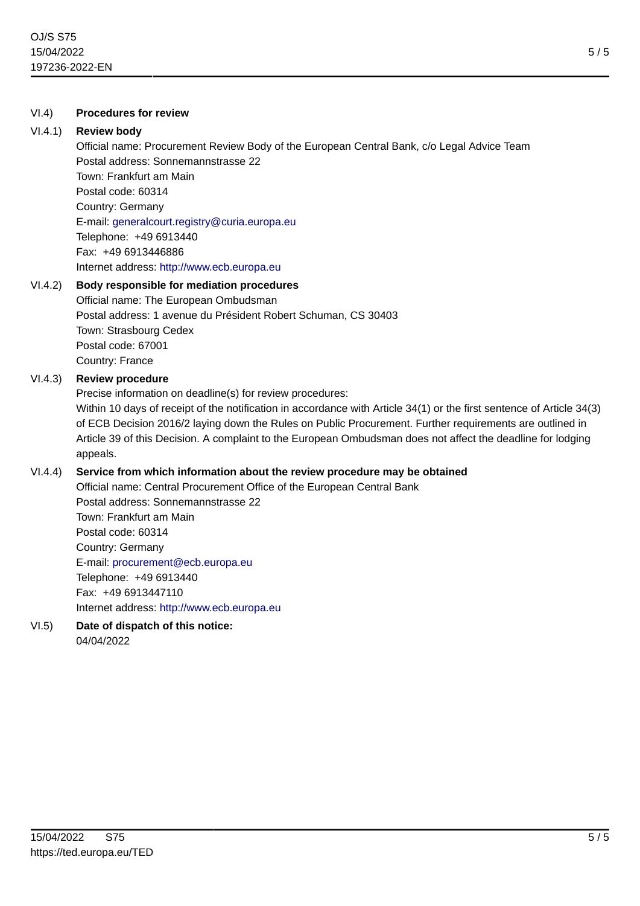VI.4) **Procedures for review**

VI.4.1) **Review body**

Official name: Procurement Review Body of the European Central Bank, c/o Legal Advice Team
Postal address: Sonnemannstrasse 22
Town: Frankfurt am Main
Postal code: 60314
Country: Germany
E-mail: generalcourt.registry@curia.europa.eu
Telephone: +49 6913440
Fax: +49 6913446886
Internet address: http://www.ecb.europa.eu

VI.4.2) **Body responsible for mediation procedures**

Official name: The European Ombudsman
Postal address: 1 avenue du Président Robert Schuman, CS 30403
Town: Strasbourg Cedex
Postal code: 67001
Country: France

VI.4.3) **Review procedure**

Precise information on deadline(s) for review procedures:
Within 10 days of receipt of the notification in accordance with Article 34(1) or the first sentence of Article 34(3) of ECB Decision 2016/2 laying down the Rules on Public Procurement. Further requirements are outlined in Article 39 of this Decision. A complaint to the European Ombudsman does not affect the deadline for lodging appeals.

VI.4.4) **Service from which information about the review procedure may be obtained**

Official name: Central Procurement Office of the European Central Bank
Postal address: Sonnemannstrasse 22
Town: Frankfurt am Main
Postal code: 60314
Country: Germany
E-mail: procurement@ecb.europa.eu
Telephone: +49 6913440
Fax: +49 6913447110
Internet address: http://www.ecb.europa.eu

VI.5) **Date of dispatch of this notice:**

04/04/2022